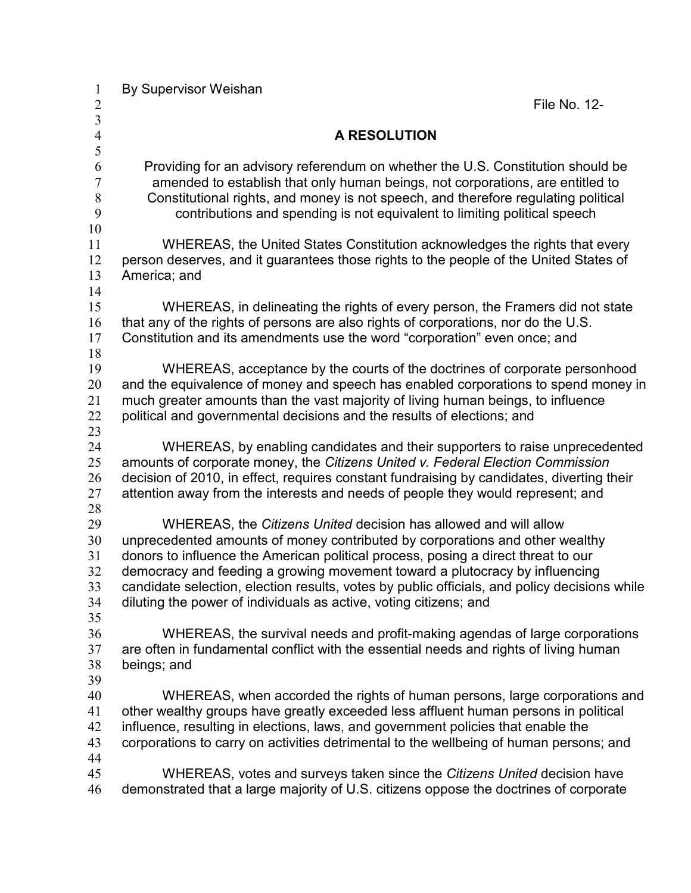By Supervisor Weishan

File No. 12-

# A RESOLUTION

Providing for an advisory referendum on whether the U.S. Constitution should be amended to establish that only human beings, not corporations, are entitled to Constitutional rights, and money is not speech, and therefore regulating political contributions and spending is not equivalent to limiting political speech

WHEREAS, the United States Constitution acknowledges the rights that every person deserves, and it guarantees those rights to the people of the United States of America; and

WHEREAS, in delineating the rights of every person, the Framers did not state that any of the rights of persons are also rights of corporations, nor do the U.S. Constitution and its amendments use the word "corporation" even once; and

WHEREAS, acceptance by the courts of the doctrines of corporate personhood and the equivalence of money and speech has enabled corporations to spend money in much greater amounts than the vast majority of living human beings, to influence political and governmental decisions and the results of elections; and

WHEREAS, by enabling candidates and their supporters to raise unprecedented amounts of corporate money, the *Citizens United v. Federal Election Commission* decision of 2010, in effect, requires constant fundraising by candidates, diverting their attention away from the interests and needs of people they would represent; and

WHEREAS, the *Citizens United* decision has allowed and will allow unprecedented amounts of money contributed by corporations and other wealthy donors to influence the American political process, posing a direct threat to our democracy and feeding a growing movement toward a plutocracy by influencing candidate selection, election results, votes by public officials, and policy decisions while diluting the power of individuals as active, voting citizens; and

WHEREAS, the survival needs and profit-making agendas of large corporations are often in fundamental conflict with the essential needs and rights of living human beings; and

WHEREAS, when accorded the rights of human persons, large corporations and other wealthy groups have greatly exceeded less affluent human persons in political influence, resulting in elections, laws, and government policies that enable the corporations to carry on activities detrimental to the wellbeing of human persons; and

WHEREAS, votes and surveys taken since the *Citizens United* decision have demonstrated that a large majority of U.S. citizens oppose the doctrines of corporate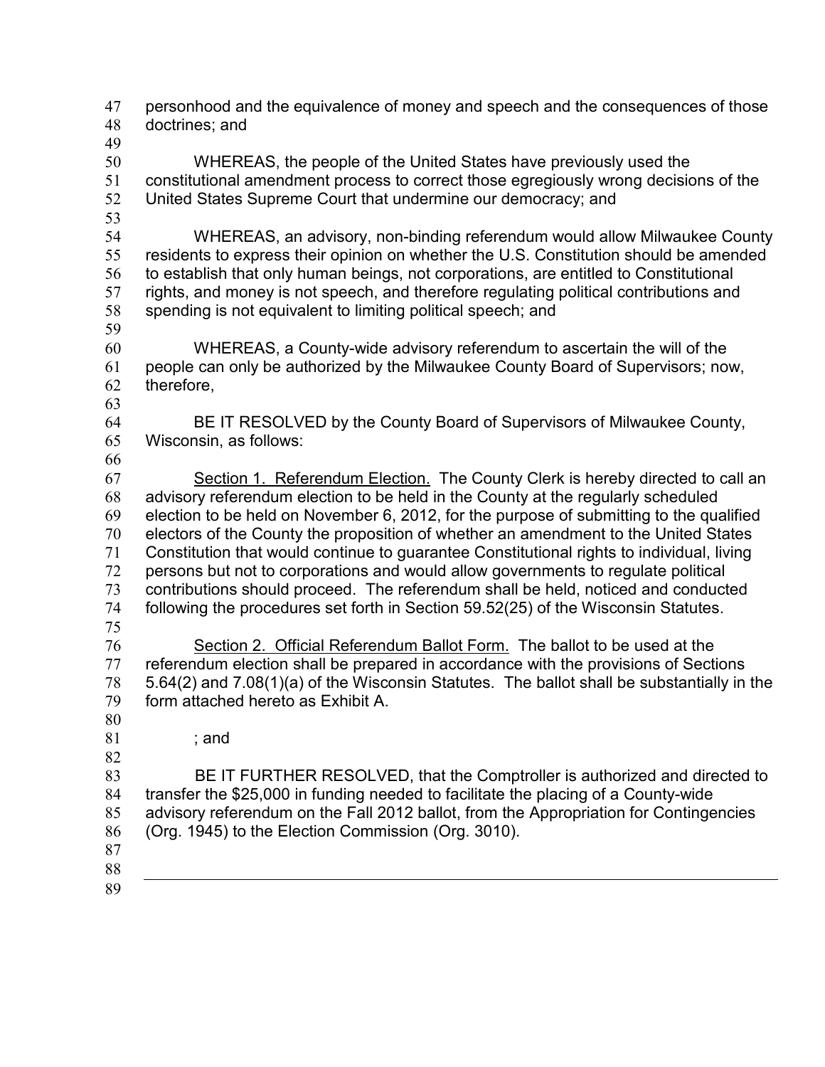personhood and the equivalence of money and speech and the consequences of those doctrines; and

WHEREAS, the people of the United States have previously used the constitutional amendment process to correct those egregiously wrong decisions of the United States Supreme Court that undermine our democracy; and

WHEREAS, an advisory, non-binding referendum would allow Milwaukee County residents to express their opinion on whether the U.S. Constitution should be amended to establish that only human beings, not corporations, are entitled to Constitutional rights, and money is not speech, and therefore regulating political contributions and spending is not equivalent to limiting political speech; and

WHEREAS, a County-wide advisory referendum to ascertain the will of the people can only be authorized by the Milwaukee County Board of Supervisors; now, therefore,

BE IT RESOLVED by the County Board of Supervisors of Milwaukee County, Wisconsin, as follows:

<u>Section 1. Referendum Election.</u> The County Clerk is hereby directed to call an advisory referendum election to be held in the County at the regularly scheduled election to be held on November 6, 2012, for the purpose of submitting to the qualified electors of the County the proposition of whether an amendment to the United States Constitution that would continue to guarantee Constitutional rights to individual, living persons but not to corporations and would allow governments to regulate political contributions should proceed. The referendum shall be held, noticed and conducted following the procedures set forth in Section 59.52(25) of the Wisconsin Statutes.

<u>Section 2. Official Referendum Ballot Form.</u> The ballot to be used at the referendum election shall be prepared in accordance with the provisions of Sections 5.64(2) and 7.08(1)(a) of the Wisconsin Statutes. The ballot shall be substantially in the form attached hereto as Exhibit A.

; and

BE IT FURTHER RESOLVED, that the Comptroller is authorized and directed to transfer the $25,000 in funding needed to facilitate the placing of a County-wide advisory referendum on the Fall 2012 ballot, from the Appropriation for Contingencies (Org. 1945) to the Election Commission (Org. 3010).

---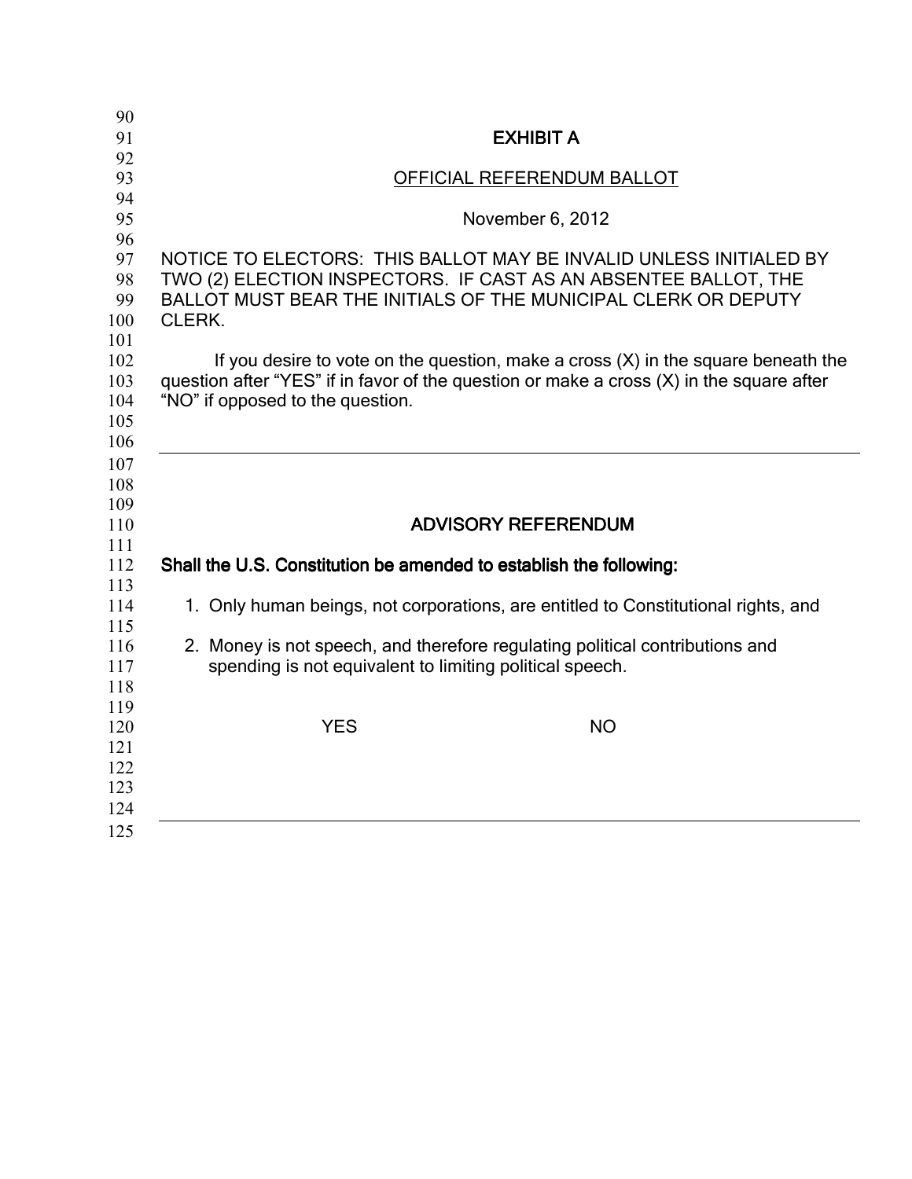# EXHIBIT A

## OFFICIAL REFERENDUM BALLOT

November 6, 2012

NOTICE TO ELECTORS: THIS BALLOT MAY BE INVALID UNLESS INITIALED BY TWO (2) ELECTION INSPECTORS. IF CAST AS AN ABSENTEE BALLOT, THE BALLOT MUST BEAR THE INITIALS OF THE MUNICIPAL CLERK OR DEPUTY CLERK.

If you desire to vote on the question, make a cross (X) in the square beneath the question after "YES" if in favor of the question or make a cross (X) in the square after "NO" if opposed to the question.

---

## ADVISORY REFERENDUM

**Shall the U.S. Constitution be amended to establish the following:**

1. Only human beings, not corporations, are entitled to Constitutional rights, and
2. Money is not speech, and therefore regulating political contributions and spending is not equivalent to limiting political speech.

YES NO

---